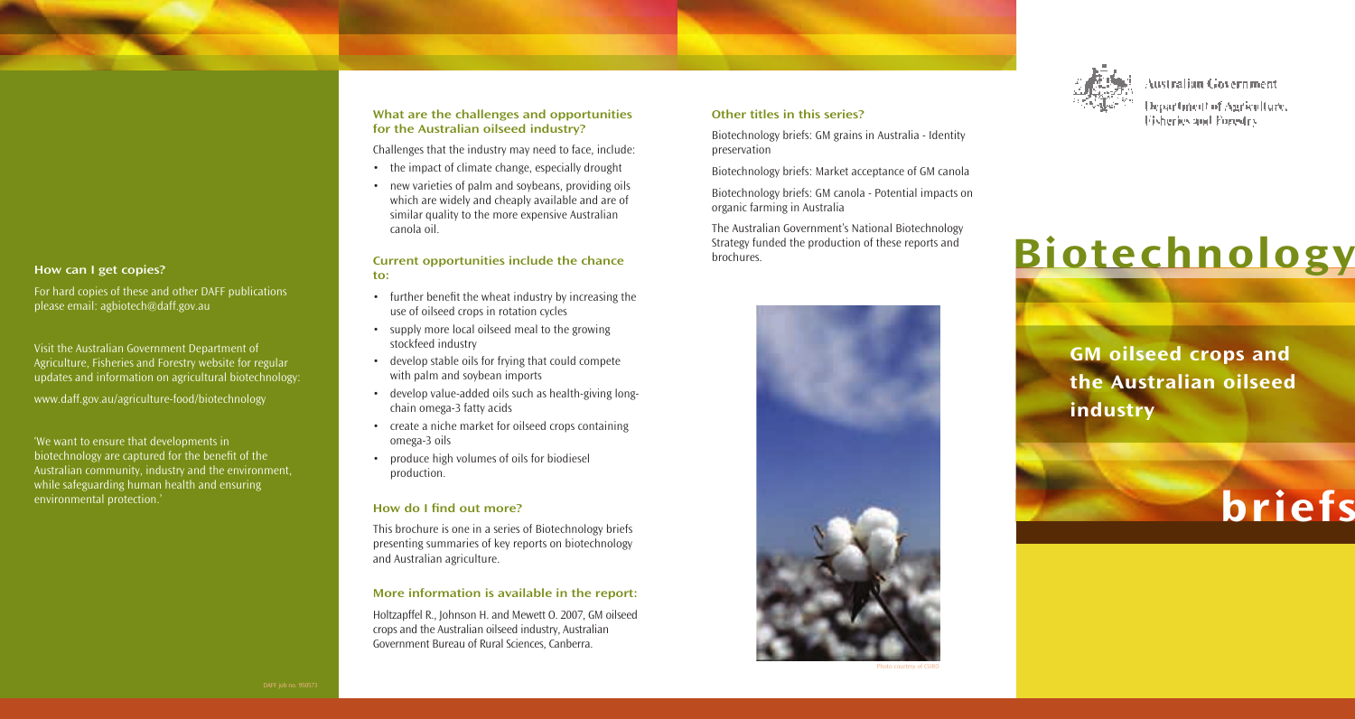## How can I get copies?

For hard copies of these and other DAFF publications please email: agbiotech@daff.gov.au

Visit the Australian Government Department of Agriculture, Fisheries and Forestry website for regular updates and information on agricultural biotechnology:

www.daff.gov.au/agriculture-food/biotechnology

'We want to ensure that developments in biotechnology are captured for the benefit of the Australian community, industry and the environment, while safeguarding human health and ensuring environmental protection.'

DAFF job no. 958073

## What are the challenges and opportunities for the Australian oilseed industry?

Challenges that the industry may need to face, include:

- the impact of climate change, especially drought
- new varieties of palm and soybeans, providing oils which are widely and cheaply available and are of similar quality to the more expensive Australian canola oil.

## Current opportunities include the chance to:

- further benefit the wheat industry by increasing the use of oilseed crops in rotation cycles
- supply more local oilseed meal to the growing stockfeed industry
- develop stable oils for frying that could compete with palm and soybean imports
- develop value-added oils such as health-giving long-chain omega-3 fatty acids
- create a niche market for oilseed crops containing omega-3 oils
- produce high volumes of oils for biodiesel production.

## How do I find out more?

This brochure is one in a series of Biotechnology briefs presenting summaries of key reports on biotechnology and Australian agriculture.

## More information is available in the report:

Holtzapffel R., Johnson H. and Mewett O. 2007, GM oilseed crops and the Australian oilseed industry, Australian Government Bureau of Rural Sciences, Canberra.

## Other titles in this series?

Biotechnology briefs: GM grains in Australia - Identity preservation

Biotechnology briefs: Market acceptance of GM canola

Biotechnology briefs: GM canola - Potential impacts on organic farming in Australia

The Australian Government's National Biotechnology Strategy funded the production of these reports and brochures.

Photo courtesy of CSIRO

Australian Government

Department of Agriculture, Fisheries and Forestry

# Biotechnology

## GM oilseed crops and the Australian oilseed industry

# briefs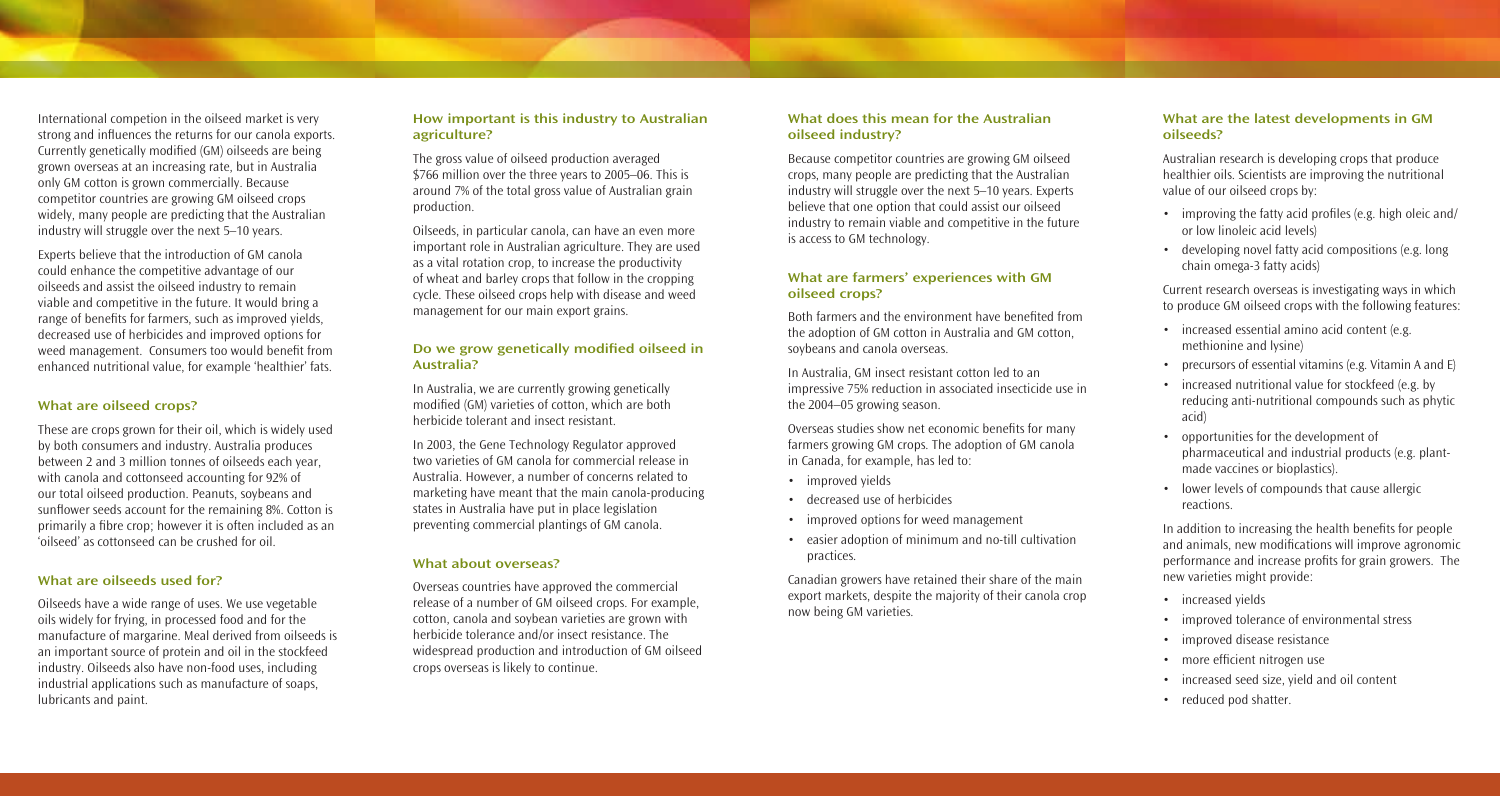International competion in the oilseed market is very strong and influences the returns for our canola exports. Currently genetically modified (GM) oilseeds are being grown overseas at an increasing rate, but in Australia only GM cotton is grown commercially. Because competitor countries are growing GM oilseed crops widely, many people are predicting that the Australian industry will struggle over the next 5–10 years.

Experts believe that the introduction of GM canola could enhance the competitive advantage of our oilseeds and assist the oilseed industry to remain viable and competitive in the future. It would bring a range of benefits for farmers, such as improved yields, decreased use of herbicides and improved options for weed management. Consumers too would benefit from enhanced nutritional value, for example 'healthier' fats.

## What are oilseed crops?

These are crops grown for their oil, which is widely used by both consumers and industry. Australia produces between 2 and 3 million tonnes of oilseeds each year, with canola and cottonseed accounting for 92% of our total oilseed production. Peanuts, soybeans and sunflower seeds account for the remaining 8%. Cotton is primarily a fibre crop; however it is often included as an 'oilseed' as cottonseed can be crushed for oil.

## What are oilseeds used for?

Oilseeds have a wide range of uses. We use vegetable oils widely for frying, in processed food and for the manufacture of margarine. Meal derived from oilseeds is an important source of protein and oil in the stockfeed industry. Oilseeds also have non-food uses, including industrial applications such as manufacture of soaps, lubricants and paint.

## How important is this industry to Australian agriculture?

The gross value of oilseed production averaged $766 million over the three years to 2005–06. This is around 7% of the total gross value of Australian grain production.

Oilseeds, in particular canola, can have an even more important role in Australian agriculture. They are used as a vital rotation crop, to increase the productivity of wheat and barley crops that follow in the cropping cycle. These oilseed crops help with disease and weed management for our main export grains.

## Do we grow genetically modified oilseed in Australia?

In Australia, we are currently growing genetically modified (GM) varieties of cotton, which are both herbicide tolerant and insect resistant.

In 2003, the Gene Technology Regulator approved two varieties of GM canola for commercial release in Australia. However, a number of concerns related to marketing have meant that the main canola-producing states in Australia have put in place legislation preventing commercial plantings of GM canola.

## What about overseas?

Overseas countries have approved the commercial release of a number of GM oilseed crops. For example, cotton, canola and soybean varieties are grown with herbicide tolerance and/or insect resistance. The widespread production and introduction of GM oilseed crops overseas is likely to continue.

## What does this mean for the Australian oilseed industry?

Because competitor countries are growing GM oilseed crops, many people are predicting that the Australian industry will struggle over the next 5–10 years. Experts believe that one option that could assist our oilseed industry to remain viable and competitive in the future is access to GM technology.

## What are farmers' experiences with GM oilseed crops?

Both farmers and the environment have benefited from the adoption of GM cotton in Australia and GM cotton, soybeans and canola overseas.

In Australia, GM insect resistant cotton led to an impressive 75% reduction in associated insecticide use in the 2004–05 growing season.

Overseas studies show net economic benefits for many farmers growing GM crops. The adoption of GM canola in Canada, for example, has led to:

- improved yields
- decreased use of herbicides
- improved options for weed management
- easier adoption of minimum and no-till cultivation practices.

Canadian growers have retained their share of the main export markets, despite the majority of their canola crop now being GM varieties.

## What are the latest developments in GM oilseeds?

Australian research is developing crops that produce healthier oils. Scientists are improving the nutritional value of our oilseed crops by:

- improving the fatty acid profiles (e.g. high oleic and/or low linoleic acid levels)
- developing novel fatty acid compositions (e.g. long chain omega-3 fatty acids)

Current research overseas is investigating ways in which to produce GM oilseed crops with the following features:

- increased essential amino acid content (e.g. methionine and lysine)
- precursors of essential vitamins (e.g. Vitamin A and E)
- increased nutritional value for stockfeed (e.g. by reducing anti-nutritional compounds such as phytic acid)
- opportunities for the development of pharmaceutical and industrial products (e.g. plant-made vaccines or bioplastics).
- lower levels of compounds that cause allergic reactions.

In addition to increasing the health benefits for people and animals, new modifications will improve agronomic performance and increase profits for grain growers. The new varieties might provide:

- increased yields
- improved tolerance of environmental stress
- improved disease resistance
- more efficient nitrogen use
- increased seed size, yield and oil content
- reduced pod shatter.